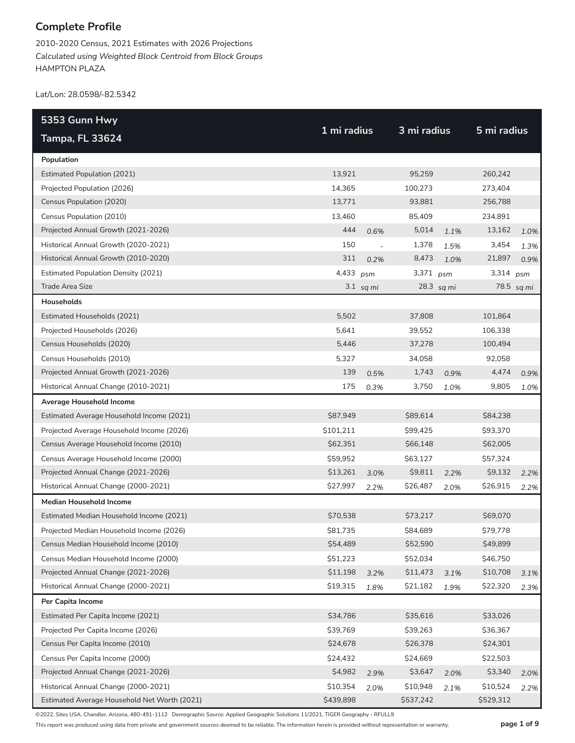## Complete Profile

2010-2020 Census, 2021 Estimates with 2026 Projections
*Calculated using Weighted Block Centroid from Block Groups*
HAMPTON PLAZA

Lat/Lon: 28.0598/-82.5342

| 5353 Gunn Hwy Tampa, FL 33624 | 1 mi radius | | 3 mi radius | | 5 mi radius | |
|---|---|---|---|---|---|---|
| **Population** | | | | | | |
| Estimated Population (2021) | 13,921 | | 95,259 | | 260,242 | |
| Projected Population (2026) | 14,365 | | 100,273 | | 273,404 | |
| Census Population (2020) | 13,771 | | 93,881 | | 256,788 | |
| Census Population (2010) | 13,460 | | 85,409 | | 234,891 | |
| Projected Annual Growth (2021-2026) | 444 | *0.6%* | 5,014 | *1.1%* | 13,162 | *1.0%* |
| Historical Annual Growth (2020-2021) | 150 | - | 1,378 | *1.5%* | 3,454 | *1.3%* |
| Historical Annual Growth (2010-2020) | 311 | *0.2%* | 8,473 | *1.0%* | 21,897 | *0.9%* |
| Estimated Population Density (2021) | 4,433 | *psm* | 3,371 | *psm* | 3,314 | *psm* |
| Trade Area Size | 3.1 | *sq mi* | 28.3 | *sq mi* | 78.5 | *sq mi* |
| **Households** | | | | | | |
| Estimated Households (2021) | 5,502 | | 37,808 | | 101,864 | |
| Projected Households (2026) | 5,641 | | 39,552 | | 106,338 | |
| Census Households (2020) | 5,446 | | 37,278 | | 100,494 | |
| Census Households (2010) | 5,327 | | 34,058 | | 92,058 | |
| Projected Annual Growth (2021-2026) | 139 | *0.5%* | 1,743 | *0.9%* | 4,474 | *0.9%* |
| Historical Annual Change (2010-2021) | 175 | *0.3%* | 3,750 | *1.0%* | 9,805 | *1.0%* |
| **Average Household Income** | | | | | | |
| Estimated Average Household Income (2021) | $87,949 | | $89,614 | | $84,238 | |
| Projected Average Household Income (2026) | $101,211 | | $99,425 | | $93,370 | |
| Census Average Household Income (2010) | $62,351 | | $66,148 | | $62,005 | |
| Census Average Household Income (2000) | $59,952 | | $63,127 | | $57,324 | |
| Projected Annual Change (2021-2026) | $13,261 | *3.0%* | $9,811 | *2.2%* | $9,132 | *2.2%* |
| Historical Annual Change (2000-2021) | $27,997 | *2.2%* | $26,487 | *2.0%* | $26,915 | *2.2%* |
| **Median Household Income** | | | | | | |
| Estimated Median Household Income (2021) | $70,538 | | $73,217 | | $69,070 | |
| Projected Median Household Income (2026) | $81,735 | | $84,689 | | $79,778 | |
| Census Median Household Income (2010) | $54,489 | | $52,590 | | $49,899 | |
| Census Median Household Income (2000) | $51,223 | | $52,034 | | $46,750 | |
| Projected Annual Change (2021-2026) | $11,198 | *3.2%* | $11,473 | *3.1%* | $10,708 | *3.1%* |
| Historical Annual Change (2000-2021) | $19,315 | *1.8%* | $21,182 | *1.9%* | $22,320 | *2.3%* |
| **Per Capita Income** | | | | | | |
| Estimated Per Capita Income (2021) | $34,786 | | $35,616 | | $33,026 | |
| Projected Per Capita Income (2026) | $39,769 | | $39,263 | | $36,367 | |
| Census Per Capita Income (2010) | $24,678 | | $26,378 | | $24,301 | |
| Census Per Capita Income (2000) | $24,432 | | $24,669 | | $22,503 | |
| Projected Annual Change (2021-2026) | $4,982 | *2.9%* | $3,647 | *2.0%* | $3,340 | *2.0%* |
| Historical Annual Change (2000-2021) | $10,354 | *2.0%* | $10,948 | *2.1%* | $10,524 | *2.2%* |
| Estimated Average Household Net Worth (2021) | $439,898 | | $537,242 | | $529,312 | |

©2022, Sites USA, Chandler, Arizona, 480-491-1112 Demographic Source: Applied Geographic Solutions 11/2021, TIGER Geography - RFULL9

This report was produced using data from private and government sources deemed to be reliable. The information herein is provided without representation or warranty.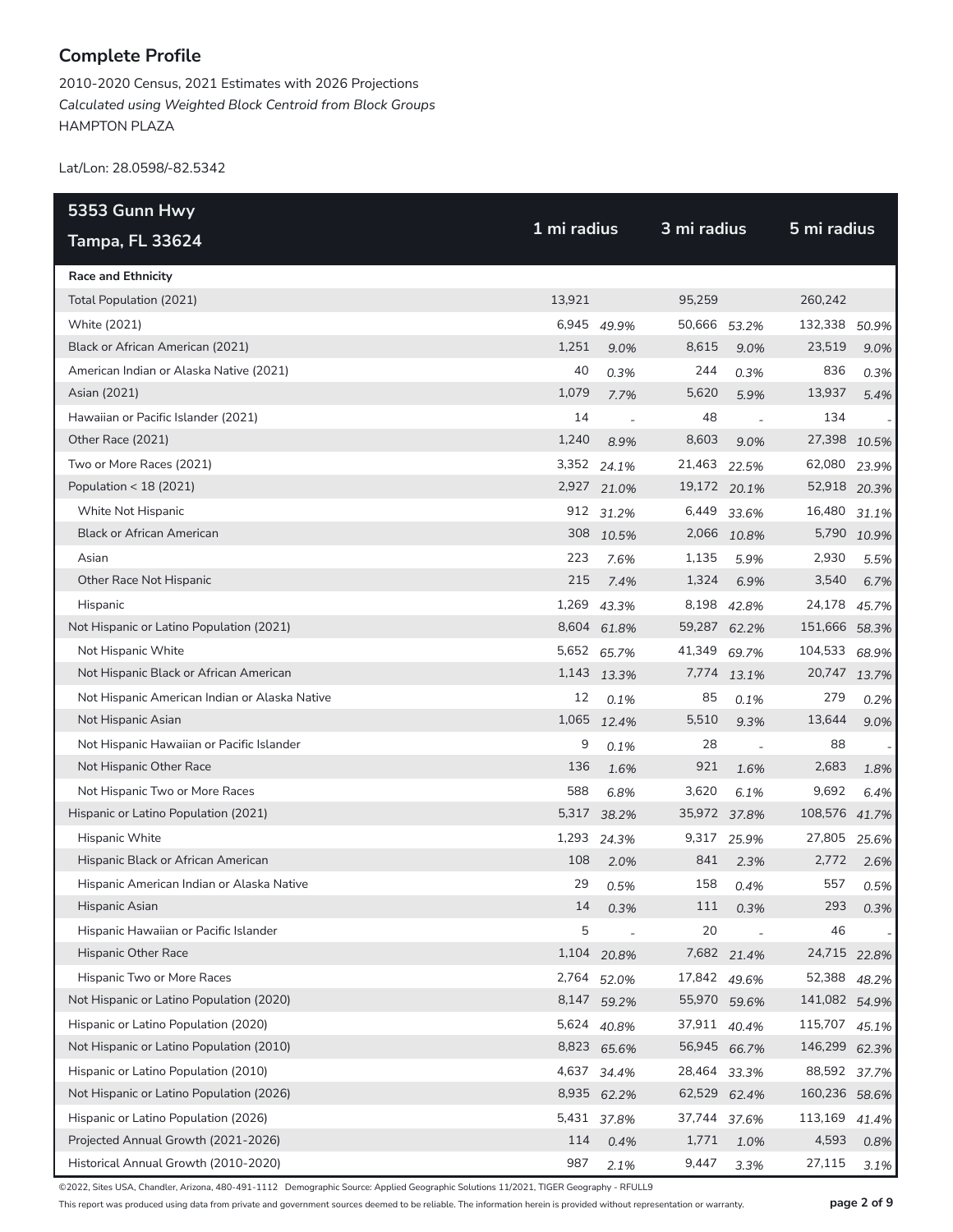## Complete Profile

2010-2020 Census, 2021 Estimates with 2026 Projections
*Calculated using Weighted Block Centroid from Block Groups*
HAMPTON PLAZA

Lat/Lon: 28.0598/-82.5342

| 5353 Gunn Hwy Tampa, FL 33624 | 1 mi radius | | 3 mi radius | | 5 mi radius | |
|---|---|---|---|---|---|---|
| **Race and Ethnicity** | | | | | | |
| Total Population (2021) | 13,921 | | 95,259 | | 260,242 | |
| White (2021) | 6,945 | *49.9%* | 50,666 | *53.2%* | 132,338 | *50.9%* |
| Black or African American (2021) | 1,251 | *9.0%* | 8,615 | *9.0%* | 23,519 | *9.0%* |
| American Indian or Alaska Native (2021) | 40 | *0.3%* | 244 | *0.3%* | 836 | *0.3%* |
| Asian (2021) | 1,079 | *7.7%* | 5,620 | *5.9%* | 13,937 | *5.4%* |
| Hawaiian or Pacific Islander (2021) | 14 | - | 48 | - | 134 | - |
| Other Race (2021) | 1,240 | *8.9%* | 8,603 | *9.0%* | 27,398 | *10.5%* |
| Two or More Races (2021) | 3,352 | *24.1%* | 21,463 | *22.5%* | 62,080 | *23.9%* |
| Population < 18 (2021) | 2,927 | *21.0%* | 19,172 | *20.1%* | 52,918 | *20.3%* |
| White Not Hispanic | 912 | *31.2%* | 6,449 | *33.6%* | 16,480 | *31.1%* |
| Black or African American | 308 | *10.5%* | 2,066 | *10.8%* | 5,790 | *10.9%* |
| Asian | 223 | *7.6%* | 1,135 | *5.9%* | 2,930 | *5.5%* |
| Other Race Not Hispanic | 215 | *7.4%* | 1,324 | *6.9%* | 3,540 | *6.7%* |
| Hispanic | 1,269 | *43.3%* | 8,198 | *42.8%* | 24,178 | *45.7%* |
| Not Hispanic or Latino Population (2021) | 8,604 | *61.8%* | 59,287 | *62.2%* | 151,666 | *58.3%* |
| Not Hispanic White | 5,652 | *65.7%* | 41,349 | *69.7%* | 104,533 | *68.9%* |
| Not Hispanic Black or African American | 1,143 | *13.3%* | 7,774 | *13.1%* | 20,747 | *13.7%* |
| Not Hispanic American Indian or Alaska Native | 12 | *0.1%* | 85 | *0.1%* | 279 | *0.2%* |
| Not Hispanic Asian | 1,065 | *12.4%* | 5,510 | *9.3%* | 13,644 | *9.0%* |
| Not Hispanic Hawaiian or Pacific Islander | 9 | *0.1%* | 28 | - | 88 | - |
| Not Hispanic Other Race | 136 | *1.6%* | 921 | *1.6%* | 2,683 | *1.8%* |
| Not Hispanic Two or More Races | 588 | *6.8%* | 3,620 | *6.1%* | 9,692 | *6.4%* |
| Hispanic or Latino Population (2021) | 5,317 | *38.2%* | 35,972 | *37.8%* | 108,576 | *41.7%* |
| Hispanic White | 1,293 | *24.3%* | 9,317 | *25.9%* | 27,805 | *25.6%* |
| Hispanic Black or African American | 108 | *2.0%* | 841 | *2.3%* | 2,772 | *2.6%* |
| Hispanic American Indian or Alaska Native | 29 | *0.5%* | 158 | *0.4%* | 557 | *0.5%* |
| Hispanic Asian | 14 | *0.3%* | 111 | *0.3%* | 293 | *0.3%* |
| Hispanic Hawaiian or Pacific Islander | 5 | - | 20 | - | 46 | - |
| Hispanic Other Race | 1,104 | *20.8%* | 7,682 | *21.4%* | 24,715 | *22.8%* |
| Hispanic Two or More Races | 2,764 | *52.0%* | 17,842 | *49.6%* | 52,388 | *48.2%* |
| Not Hispanic or Latino Population (2020) | 8,147 | *59.2%* | 55,970 | *59.6%* | 141,082 | *54.9%* |
| Hispanic or Latino Population (2020) | 5,624 | *40.8%* | 37,911 | *40.4%* | 115,707 | *45.1%* |
| Not Hispanic or Latino Population (2010) | 8,823 | *65.6%* | 56,945 | *66.7%* | 146,299 | *62.3%* |
| Hispanic or Latino Population (2010) | 4,637 | *34.4%* | 28,464 | *33.3%* | 88,592 | *37.7%* |
| Not Hispanic or Latino Population (2026) | 8,935 | *62.2%* | 62,529 | *62.4%* | 160,236 | *58.6%* |
| Hispanic or Latino Population (2026) | 5,431 | *37.8%* | 37,744 | *37.6%* | 113,169 | *41.4%* |
| Projected Annual Growth (2021-2026) | 114 | *0.4%* | 1,771 | *1.0%* | 4,593 | *0.8%* |
| Historical Annual Growth (2010-2020) | 987 | *2.1%* | 9,447 | *3.3%* | 27,115 | *3.1%* |

©2022, Sites USA, Chandler, Arizona, 480-491-1112 Demographic Source: Applied Geographic Solutions 11/2021, TIGER Geography - RFULL9

This report was produced using data from private and government sources deemed to be reliable. The information herein is provided without representation or warranty.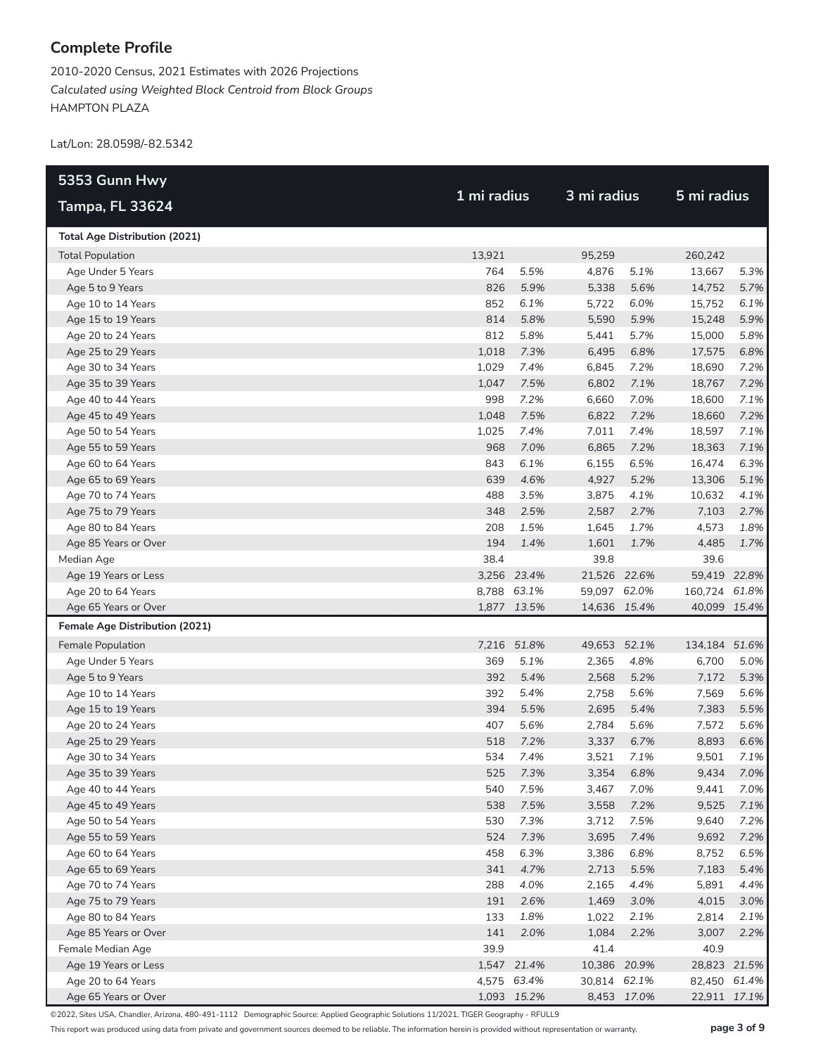## Complete Profile

2010-2020 Census, 2021 Estimates with 2026 Projections
*Calculated using Weighted Block Centroid from Block Groups*
HAMPTON PLAZA

Lat/Lon: 28.0598/-82.5342

| 5353 Gunn Hwy<br>Tampa, FL 33624 | 1 mi radius | | 3 mi radius | | 5 mi radius | |
|---|---|---|---|---|---|---|
| **Total Age Distribution (2021)** | | | | | | |
| Total Population | 13,921 | | 95,259 | | 260,242 | |
| Age Under 5 Years | 764 | *5.5%* | 4,876 | *5.1%* | 13,667 | *5.3%* |
| Age 5 to 9 Years | 826 | *5.9%* | 5,338 | *5.6%* | 14,752 | *5.7%* |
| Age 10 to 14 Years | 852 | *6.1%* | 5,722 | *6.0%* | 15,752 | *6.1%* |
| Age 15 to 19 Years | 814 | *5.8%* | 5,590 | *5.9%* | 15,248 | *5.9%* |
| Age 20 to 24 Years | 812 | *5.8%* | 5,441 | *5.7%* | 15,000 | *5.8%* |
| Age 25 to 29 Years | 1,018 | *7.3%* | 6,495 | *6.8%* | 17,575 | *6.8%* |
| Age 30 to 34 Years | 1,029 | *7.4%* | 6,845 | *7.2%* | 18,690 | *7.2%* |
| Age 35 to 39 Years | 1,047 | *7.5%* | 6,802 | *7.1%* | 18,767 | *7.2%* |
| Age 40 to 44 Years | 998 | *7.2%* | 6,660 | *7.0%* | 18,600 | *7.1%* |
| Age 45 to 49 Years | 1,048 | *7.5%* | 6,822 | *7.2%* | 18,660 | *7.2%* |
| Age 50 to 54 Years | 1,025 | *7.4%* | 7,011 | *7.4%* | 18,597 | *7.1%* |
| Age 55 to 59 Years | 968 | *7.0%* | 6,865 | *7.2%* | 18,363 | *7.1%* |
| Age 60 to 64 Years | 843 | *6.1%* | 6,155 | *6.5%* | 16,474 | *6.3%* |
| Age 65 to 69 Years | 639 | *4.6%* | 4,927 | *5.2%* | 13,306 | *5.1%* |
| Age 70 to 74 Years | 488 | *3.5%* | 3,875 | *4.1%* | 10,632 | *4.1%* |
| Age 75 to 79 Years | 348 | *2.5%* | 2,587 | *2.7%* | 7,103 | *2.7%* |
| Age 80 to 84 Years | 208 | *1.5%* | 1,645 | *1.7%* | 4,573 | *1.8%* |
| Age 85 Years or Over | 194 | *1.4%* | 1,601 | *1.7%* | 4,485 | *1.7%* |
| Median Age | 38.4 | | 39.8 | | 39.6 | |
| Age 19 Years or Less | 3,256 | *23.4%* | 21,526 | *22.6%* | 59,419 | *22.8%* |
| Age 20 to 64 Years | 8,788 | *63.1%* | 59,097 | *62.0%* | 160,724 | *61.8%* |
| Age 65 Years or Over | 1,877 | *13.5%* | 14,636 | *15.4%* | 40,099 | *15.4%* |
| **Female Age Distribution (2021)** | | | | | | |
| Female Population | 7,216 | *51.8%* | 49,653 | *52.1%* | 134,184 | *51.6%* |
| Age Under 5 Years | 369 | *5.1%* | 2,365 | *4.8%* | 6,700 | *5.0%* |
| Age 5 to 9 Years | 392 | *5.4%* | 2,568 | *5.2%* | 7,172 | *5.3%* |
| Age 10 to 14 Years | 392 | *5.4%* | 2,758 | *5.6%* | 7,569 | *5.6%* |
| Age 15 to 19 Years | 394 | *5.5%* | 2,695 | *5.4%* | 7,383 | *5.5%* |
| Age 20 to 24 Years | 407 | *5.6%* | 2,784 | *5.6%* | 7,572 | *5.6%* |
| Age 25 to 29 Years | 518 | *7.2%* | 3,337 | *6.7%* | 8,893 | *6.6%* |
| Age 30 to 34 Years | 534 | *7.4%* | 3,521 | *7.1%* | 9,501 | *7.1%* |
| Age 35 to 39 Years | 525 | *7.3%* | 3,354 | *6.8%* | 9,434 | *7.0%* |
| Age 40 to 44 Years | 540 | *7.5%* | 3,467 | *7.0%* | 9,441 | *7.0%* |
| Age 45 to 49 Years | 538 | *7.5%* | 3,558 | *7.2%* | 9,525 | *7.1%* |
| Age 50 to 54 Years | 530 | *7.3%* | 3,712 | *7.5%* | 9,640 | *7.2%* |
| Age 55 to 59 Years | 524 | *7.3%* | 3,695 | *7.4%* | 9,692 | *7.2%* |
| Age 60 to 64 Years | 458 | *6.3%* | 3,386 | *6.8%* | 8,752 | *6.5%* |
| Age 65 to 69 Years | 341 | *4.7%* | 2,713 | *5.5%* | 7,183 | *5.4%* |
| Age 70 to 74 Years | 288 | *4.0%* | 2,165 | *4.4%* | 5,891 | *4.4%* |
| Age 75 to 79 Years | 191 | *2.6%* | 1,469 | *3.0%* | 4,015 | *3.0%* |
| Age 80 to 84 Years | 133 | *1.8%* | 1,022 | *2.1%* | 2,814 | *2.1%* |
| Age 85 Years or Over | 141 | *2.0%* | 1,084 | *2.2%* | 3,007 | *2.2%* |
| Female Median Age | 39.9 | | 41.4 | | 40.9 | |
| Age 19 Years or Less | 1,547 | *21.4%* | 10,386 | *20.9%* | 28,823 | *21.5%* |
| Age 20 to 64 Years | 4,575 | *63.4%* | 30,814 | *62.1%* | 82,450 | *61.4%* |
| Age 65 Years or Over | 1,093 | *15.2%* | 8,453 | *17.0%* | 22,911 | *17.1%* |

©2022, Sites USA, Chandler, Arizona, 480-491-1112 Demographic Source: Applied Geographic Solutions 11/2021, TIGER Geography - RFULL9

This report was produced using data from private and government sources deemed to be reliable. The information herein is provided without representation or warranty.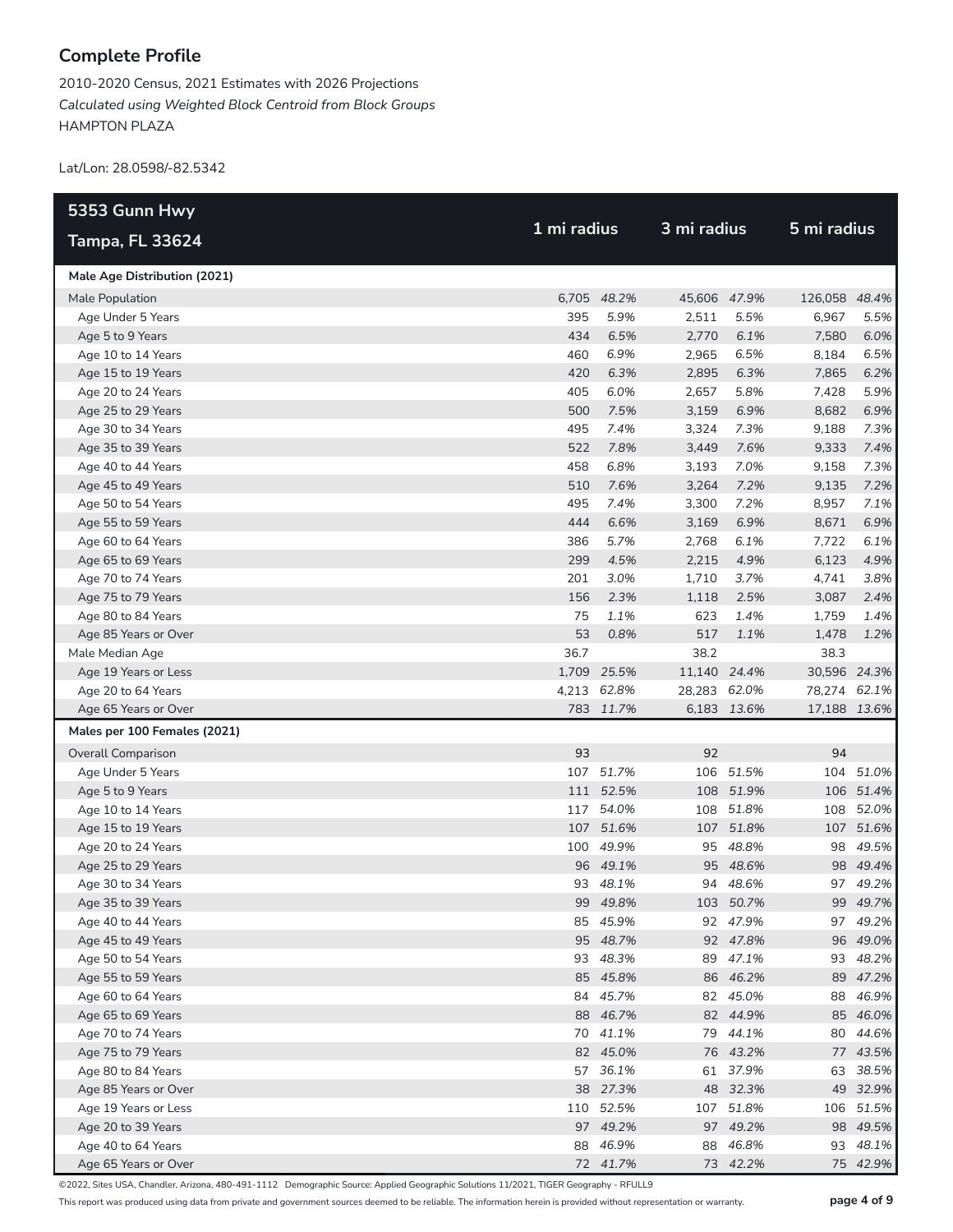## Complete Profile

2010-2020 Census, 2021 Estimates with 2026 Projections
*Calculated using Weighted Block Centroid from Block Groups*
HAMPTON PLAZA

Lat/Lon: 28.0598/-82.5342

| 5353 Gunn Hwy<br>Tampa, FL 33624 | 1 mi radius | | 3 mi radius | | 5 mi radius | |
|---|---|---|---|---|---|---|
| **Male Age Distribution (2021)** | | | | | | |
| Male Population | 6,705 | *48.2%* | 45,606 | *47.9%* | 126,058 | *48.4%* |
| Age Under 5 Years | 395 | *5.9%* | 2,511 | *5.5%* | 6,967 | *5.5%* |
| Age 5 to 9 Years | 434 | *6.5%* | 2,770 | *6.1%* | 7,580 | *6.0%* |
| Age 10 to 14 Years | 460 | *6.9%* | 2,965 | *6.5%* | 8,184 | *6.5%* |
| Age 15 to 19 Years | 420 | *6.3%* | 2,895 | *6.3%* | 7,865 | *6.2%* |
| Age 20 to 24 Years | 405 | *6.0%* | 2,657 | *5.8%* | 7,428 | *5.9%* |
| Age 25 to 29 Years | 500 | *7.5%* | 3,159 | *6.9%* | 8,682 | *6.9%* |
| Age 30 to 34 Years | 495 | *7.4%* | 3,324 | *7.3%* | 9,188 | *7.3%* |
| Age 35 to 39 Years | 522 | *7.8%* | 3,449 | *7.6%* | 9,333 | *7.4%* |
| Age 40 to 44 Years | 458 | *6.8%* | 3,193 | *7.0%* | 9,158 | *7.3%* |
| Age 45 to 49 Years | 510 | *7.6%* | 3,264 | *7.2%* | 9,135 | *7.2%* |
| Age 50 to 54 Years | 495 | *7.4%* | 3,300 | *7.2%* | 8,957 | *7.1%* |
| Age 55 to 59 Years | 444 | *6.6%* | 3,169 | *6.9%* | 8,671 | *6.9%* |
| Age 60 to 64 Years | 386 | *5.7%* | 2,768 | *6.1%* | 7,722 | *6.1%* |
| Age 65 to 69 Years | 299 | *4.5%* | 2,215 | *4.9%* | 6,123 | *4.9%* |
| Age 70 to 74 Years | 201 | *3.0%* | 1,710 | *3.7%* | 4,741 | *3.8%* |
| Age 75 to 79 Years | 156 | *2.3%* | 1,118 | *2.5%* | 3,087 | *2.4%* |
| Age 80 to 84 Years | 75 | *1.1%* | 623 | *1.4%* | 1,759 | *1.4%* |
| Age 85 Years or Over | 53 | *0.8%* | 517 | *1.1%* | 1,478 | *1.2%* |
| Male Median Age | 36.7 | | 38.2 | | 38.3 | |
| Age 19 Years or Less | 1,709 | *25.5%* | 11,140 | *24.4%* | 30,596 | *24.3%* |
| Age 20 to 64 Years | 4,213 | *62.8%* | 28,283 | *62.0%* | 78,274 | *62.1%* |
| Age 65 Years or Over | 783 | *11.7%* | 6,183 | *13.6%* | 17,188 | *13.6%* |
| **Males per 100 Females (2021)** | | | | | | |
| Overall Comparison | 93 | | 92 | | 94 | |
| Age Under 5 Years | 107 | *51.7%* | 106 | *51.5%* | 104 | *51.0%* |
| Age 5 to 9 Years | 111 | *52.5%* | 108 | *51.9%* | 106 | *51.4%* |
| Age 10 to 14 Years | 117 | *54.0%* | 108 | *51.8%* | 108 | *52.0%* |
| Age 15 to 19 Years | 107 | *51.6%* | 107 | *51.8%* | 107 | *51.6%* |
| Age 20 to 24 Years | 100 | *49.9%* | 95 | *48.8%* | 98 | *49.5%* |
| Age 25 to 29 Years | 96 | *49.1%* | 95 | *48.6%* | 98 | *49.4%* |
| Age 30 to 34 Years | 93 | *48.1%* | 94 | *48.6%* | 97 | *49.2%* |
| Age 35 to 39 Years | 99 | *49.8%* | 103 | *50.7%* | 99 | *49.7%* |
| Age 40 to 44 Years | 85 | *45.9%* | 92 | *47.9%* | 97 | *49.2%* |
| Age 45 to 49 Years | 95 | *48.7%* | 92 | *47.8%* | 96 | *49.0%* |
| Age 50 to 54 Years | 93 | *48.3%* | 89 | *47.1%* | 93 | *48.2%* |
| Age 55 to 59 Years | 85 | *45.8%* | 86 | *46.2%* | 89 | *47.2%* |
| Age 60 to 64 Years | 84 | *45.7%* | 82 | *45.0%* | 88 | *46.9%* |
| Age 65 to 69 Years | 88 | *46.7%* | 82 | *44.9%* | 85 | *46.0%* |
| Age 70 to 74 Years | 70 | *41.1%* | 79 | *44.1%* | 80 | *44.6%* |
| Age 75 to 79 Years | 82 | *45.0%* | 76 | *43.2%* | 77 | *43.5%* |
| Age 80 to 84 Years | 57 | *36.1%* | 61 | *37.9%* | 63 | *38.5%* |
| Age 85 Years or Over | 38 | *27.3%* | 48 | *32.3%* | 49 | *32.9%* |
| Age 19 Years or Less | 110 | *52.5%* | 107 | *51.8%* | 106 | *51.5%* |
| Age 20 to 39 Years | 97 | *49.2%* | 97 | *49.2%* | 98 | *49.5%* |
| Age 40 to 64 Years | 88 | *46.9%* | 88 | *46.8%* | 93 | *48.1%* |
| Age 65 Years or Over | 72 | *41.7%* | 73 | *42.2%* | 75 | *42.9%* |

©2022, Sites USA, Chandler, Arizona, 480-491-1112 Demographic Source: Applied Geographic Solutions 11/2021, TIGER Geography - RFULL9

This report was produced using data from private and government sources deemed to be reliable. The information herein is provided without representation or warranty.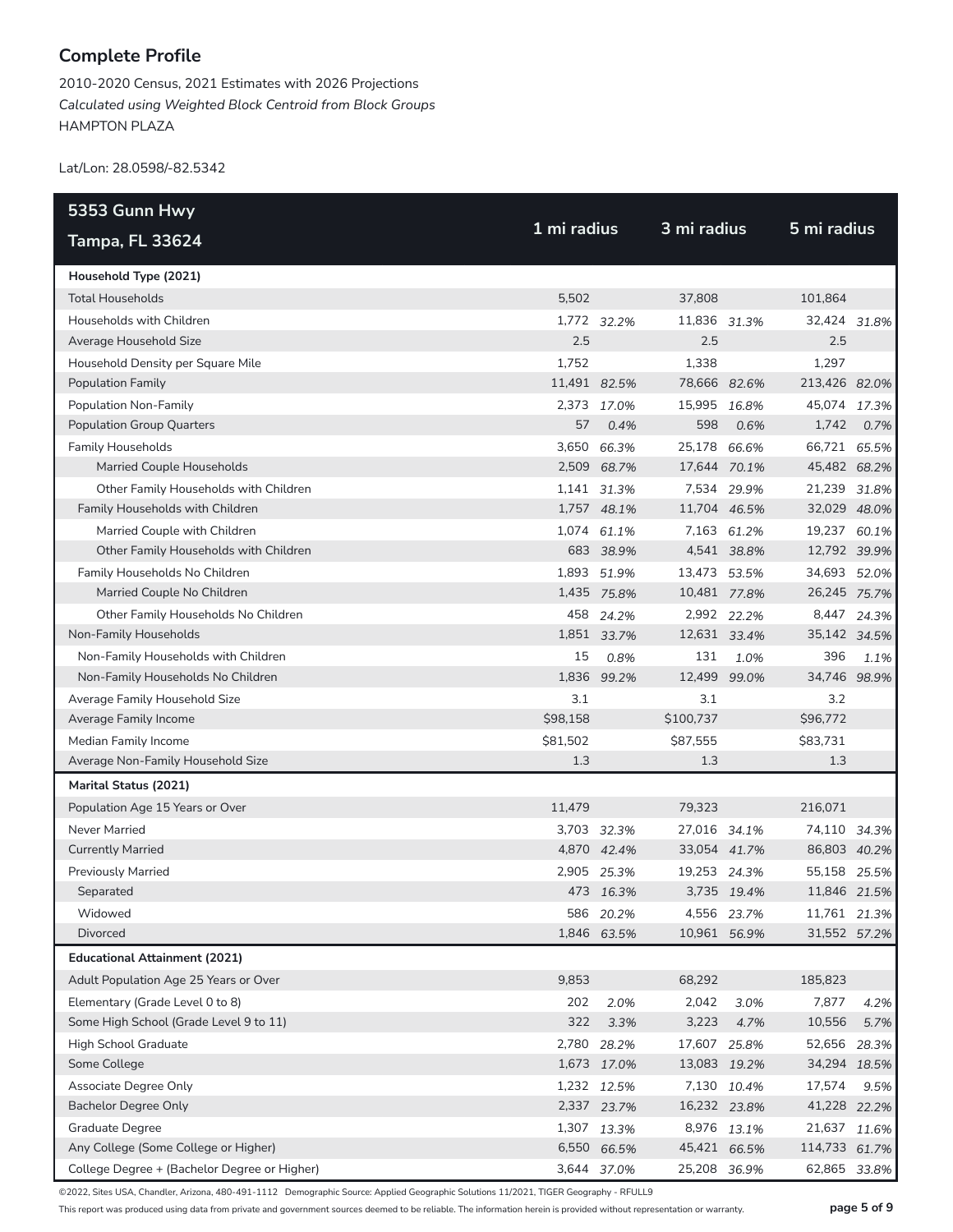## Complete Profile

2010-2020 Census, 2021 Estimates with 2026 Projections
*Calculated using Weighted Block Centroid from Block Groups*
HAMPTON PLAZA

Lat/Lon: 28.0598/-82.5342

| 5353 Gunn Hwy<br>Tampa, FL 33624 | 1 mi radius | | 3 mi radius | | 5 mi radius | |
|---|---|---|---|---|---|---|
| **Household Type (2021)** | | | | | | |
| Total Households | 5,502 | | 37,808 | | 101,864 | |
| Households with Children | 1,772 | *32.2%* | 11,836 | *31.3%* | 32,424 | *31.8%* |
| Average Household Size | 2.5 | | 2.5 | | 2.5 | |
| Household Density per Square Mile | 1,752 | | 1,338 | | 1,297 | |
| Population Family | 11,491 | *82.5%* | 78,666 | *82.6%* | 213,426 | *82.0%* |
| Population Non-Family | 2,373 | *17.0%* | 15,995 | *16.8%* | 45,074 | *17.3%* |
| Population Group Quarters | 57 | *0.4%* | 598 | *0.6%* | 1,742 | *0.7%* |
| Family Households | 3,650 | *66.3%* | 25,178 | *66.6%* | 66,721 | *65.5%* |
| Married Couple Households | 2,509 | *68.7%* | 17,644 | *70.1%* | 45,482 | *68.2%* |
| Other Family Households with Children | 1,141 | *31.3%* | 7,534 | *29.9%* | 21,239 | *31.8%* |
| Family Households with Children | 1,757 | *48.1%* | 11,704 | *46.5%* | 32,029 | *48.0%* |
| Married Couple with Children | 1,074 | *61.1%* | 7,163 | *61.2%* | 19,237 | *60.1%* |
| Other Family Households with Children | 683 | *38.9%* | 4,541 | *38.8%* | 12,792 | *39.9%* |
| Family Households No Children | 1,893 | *51.9%* | 13,473 | *53.5%* | 34,693 | *52.0%* |
| Married Couple No Children | 1,435 | *75.8%* | 10,481 | *77.8%* | 26,245 | *75.7%* |
| Other Family Households No Children | 458 | *24.2%* | 2,992 | *22.2%* | 8,447 | *24.3%* |
| Non-Family Households | 1,851 | *33.7%* | 12,631 | *33.4%* | 35,142 | *34.5%* |
| Non-Family Households with Children | 15 | *0.8%* | 131 | *1.0%* | 396 | *1.1%* |
| Non-Family Households No Children | 1,836 | *99.2%* | 12,499 | *99.0%* | 34,746 | *98.9%* |
| Average Family Household Size | 3.1 | | 3.1 | | 3.2 | |
| Average Family Income | $98,158 | | $100,737 | | $96,772 | |
| Median Family Income | $81,502 | | $87,555 | | $83,731 | |
| Average Non-Family Household Size | 1.3 | | 1.3 | | 1.3 | |
| **Marital Status (2021)** | | | | | | |
| Population Age 15 Years or Over | 11,479 | | 79,323 | | 216,071 | |
| Never Married | 3,703 | *32.3%* | 27,016 | *34.1%* | 74,110 | *34.3%* |
| Currently Married | 4,870 | *42.4%* | 33,054 | *41.7%* | 86,803 | *40.2%* |
| Previously Married | 2,905 | *25.3%* | 19,253 | *24.3%* | 55,158 | *25.5%* |
| Separated | 473 | *16.3%* | 3,735 | *19.4%* | 11,846 | *21.5%* |
| Widowed | 586 | *20.2%* | 4,556 | *23.7%* | 11,761 | *21.3%* |
| Divorced | 1,846 | *63.5%* | 10,961 | *56.9%* | 31,552 | *57.2%* |
| **Educational Attainment (2021)** | | | | | | |
| Adult Population Age 25 Years or Over | 9,853 | | 68,292 | | 185,823 | |
| Elementary (Grade Level 0 to 8) | 202 | *2.0%* | 2,042 | *3.0%* | 7,877 | *4.2%* |
| Some High School (Grade Level 9 to 11) | 322 | *3.3%* | 3,223 | *4.7%* | 10,556 | *5.7%* |
| High School Graduate | 2,780 | *28.2%* | 17,607 | *25.8%* | 52,656 | *28.3%* |
| Some College | 1,673 | *17.0%* | 13,083 | *19.2%* | 34,294 | *18.5%* |
| Associate Degree Only | 1,232 | *12.5%* | 7,130 | *10.4%* | 17,574 | *9.5%* |
| Bachelor Degree Only | 2,337 | *23.7%* | 16,232 | *23.8%* | 41,228 | *22.2%* |
| Graduate Degree | 1,307 | *13.3%* | 8,976 | *13.1%* | 21,637 | *11.6%* |
| Any College (Some College or Higher) | 6,550 | *66.5%* | 45,421 | *66.5%* | 114,733 | *61.7%* |
| College Degree + (Bachelor Degree or Higher) | 3,644 | *37.0%* | 25,208 | *36.9%* | 62,865 | *33.8%* |

©2022, Sites USA, Chandler, Arizona, 480-491-1112 Demographic Source: Applied Geographic Solutions 11/2021, TIGER Geography - RFULL9

This report was produced using data from private and government sources deemed to be reliable. The information herein is provided without representation or warranty.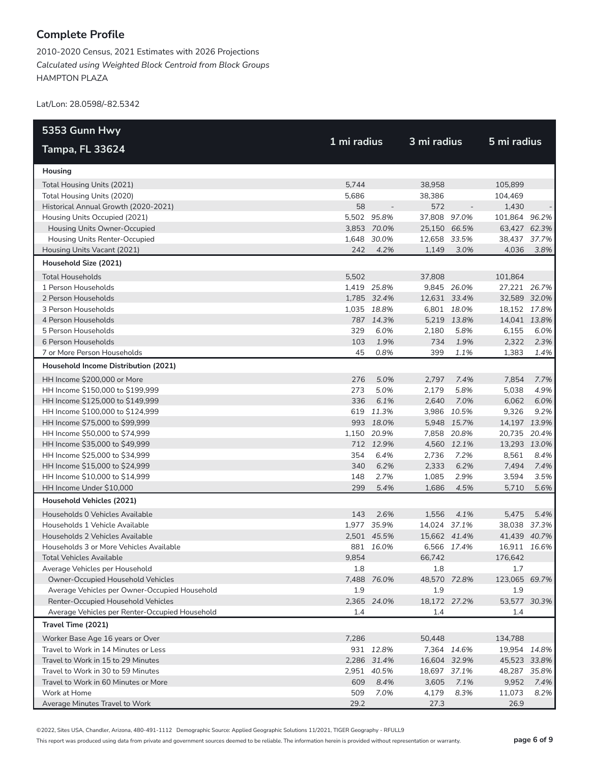## Complete Profile

2010-2020 Census, 2021 Estimates with 2026 Projections
*Calculated using Weighted Block Centroid from Block Groups*
HAMPTON PLAZA

Lat/Lon: 28.0598/-82.5342

| 5353 Gunn Hwy<br>Tampa, FL 33624 | 1 mi radius | | 3 mi radius | | 5 mi radius | |
|---|---|---|---|---|---|---|
| **Housing** | | | | | | |
| Total Housing Units (2021) | 5,744 | | 38,958 | | 105,899 | |
| Total Housing Units (2020) | 5,686 | | 38,386 | | 104,469 | |
| Historical Annual Growth (2020-2021) | 58 | - | 572 | - | 1,430 | - |
| Housing Units Occupied (2021) | 5,502 | *95.8%* | 37,808 | *97.0%* | 101,864 | *96.2%* |
| Housing Units Owner-Occupied | 3,853 | *70.0%* | 25,150 | *66.5%* | 63,427 | *62.3%* |
| Housing Units Renter-Occupied | 1,648 | *30.0%* | 12,658 | *33.5%* | 38,437 | *37.7%* |
| Housing Units Vacant (2021) | 242 | *4.2%* | 1,149 | *3.0%* | 4,036 | *3.8%* |
| **Household Size (2021)** | | | | | | |
| Total Households | 5,502 | | 37,808 | | 101,864 | |
| 1 Person Households | 1,419 | *25.8%* | 9,845 | *26.0%* | 27,221 | *26.7%* |
| 2 Person Households | 1,785 | *32.4%* | 12,631 | *33.4%* | 32,589 | *32.0%* |
| 3 Person Households | 1,035 | *18.8%* | 6,801 | *18.0%* | 18,152 | *17.8%* |
| 4 Person Households | 787 | *14.3%* | 5,219 | *13.8%* | 14,041 | *13.8%* |
| 5 Person Households | 329 | *6.0%* | 2,180 | *5.8%* | 6,155 | *6.0%* |
| 6 Person Households | 103 | *1.9%* | 734 | *1.9%* | 2,322 | *2.3%* |
| 7 or More Person Households | 45 | *0.8%* | 399 | *1.1%* | 1,383 | *1.4%* |
| **Household Income Distribution (2021)** | | | | | | |
| HH Income $200,000 or More | 276 | *5.0%* | 2,797 | *7.4%* | 7,854 | *7.7%* |
| HH Income $150,000 to $199,999 | 273 | *5.0%* | 2,179 | *5.8%* | 5,038 | *4.9%* |
| HH Income $125,000 to $149,999 | 336 | *6.1%* | 2,640 | *7.0%* | 6,062 | *6.0%* |
| HH Income $100,000 to $124,999 | 619 | *11.3%* | 3,986 | *10.5%* | 9,326 | *9.2%* |
| HH Income $75,000 to $99,999 | 993 | *18.0%* | 5,948 | *15.7%* | 14,197 | *13.9%* |
| HH Income $50,000 to $74,999 | 1,150 | *20.9%* | 7,858 | *20.8%* | 20,735 | *20.4%* |
| HH Income $35,000 to $49,999 | 712 | *12.9%* | 4,560 | *12.1%* | 13,293 | *13.0%* |
| HH Income $25,000 to $34,999 | 354 | *6.4%* | 2,736 | *7.2%* | 8,561 | *8.4%* |
| HH Income $15,000 to $24,999 | 340 | *6.2%* | 2,333 | *6.2%* | 7,494 | *7.4%* |
| HH Income $10,000 to $14,999 | 148 | *2.7%* | 1,085 | *2.9%* | 3,594 | *3.5%* |
| HH Income Under $10,000 | 299 | *5.4%* | 1,686 | *4.5%* | 5,710 | *5.6%* |
| **Household Vehicles (2021)** | | | | | | |
| Households 0 Vehicles Available | 143 | *2.6%* | 1,556 | *4.1%* | 5,475 | *5.4%* |
| Households 1 Vehicle Available | 1,977 | *35.9%* | 14,024 | *37.1%* | 38,038 | *37.3%* |
| Households 2 Vehicles Available | 2,501 | *45.5%* | 15,662 | *41.4%* | 41,439 | *40.7%* |
| Households 3 or More Vehicles Available | 881 | *16.0%* | 6,566 | *17.4%* | 16,911 | *16.6%* |
| Total Vehicles Available | 9,854 | | 66,742 | | 176,642 | |
| Average Vehicles per Household | 1.8 | | 1.8 | | 1.7 | |
| Owner-Occupied Household Vehicles | 7,488 | *76.0%* | 48,570 | *72.8%* | 123,065 | *69.7%* |
| Average Vehicles per Owner-Occupied Household | 1.9 | | 1.9 | | 1.9 | |
| Renter-Occupied Household Vehicles | 2,365 | *24.0%* | 18,172 | *27.2%* | 53,577 | *30.3%* |
| Average Vehicles per Renter-Occupied Household | 1.4 | | 1.4 | | 1.4 | |
| **Travel Time (2021)** | | | | | | |
| Worker Base Age 16 years or Over | 7,286 | | 50,448 | | 134,788 | |
| Travel to Work in 14 Minutes or Less | 931 | *12.8%* | 7,364 | *14.6%* | 19,954 | *14.8%* |
| Travel to Work in 15 to 29 Minutes | 2,286 | *31.4%* | 16,604 | *32.9%* | 45,523 | *33.8%* |
| Travel to Work in 30 to 59 Minutes | 2,951 | *40.5%* | 18,697 | *37.1%* | 48,287 | *35.8%* |
| Travel to Work in 60 Minutes or More | 609 | *8.4%* | 3,605 | *7.1%* | 9,952 | *7.4%* |
| Work at Home | 509 | *7.0%* | 4,179 | *8.3%* | 11,073 | *8.2%* |
| Average Minutes Travel to Work | 29.2 | | 27.3 | | 26.9 | |

©2022, Sites USA, Chandler, Arizona, 480-491-1112 Demographic Source: Applied Geographic Solutions 11/2021, TIGER Geography - RFULL9

This report was produced using data from private and government sources deemed to be reliable. The information herein is provided without representation or warranty.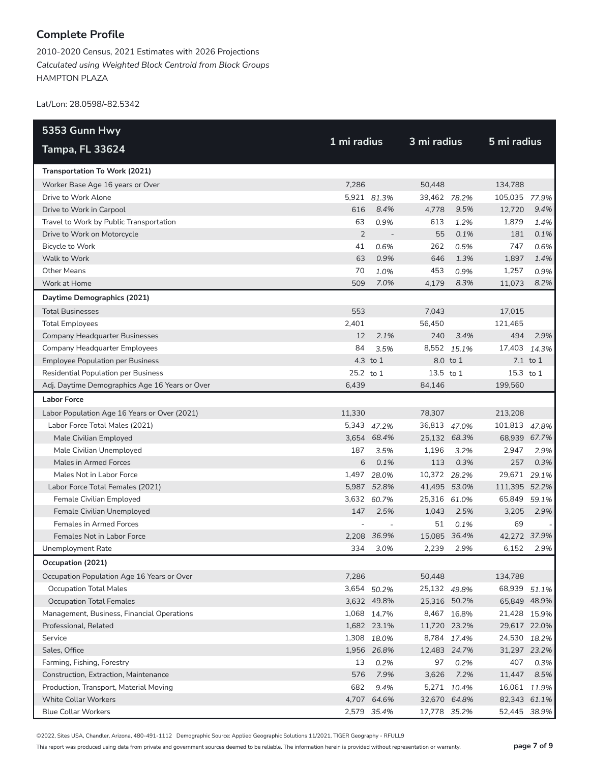## Complete Profile

2010-2020 Census, 2021 Estimates with 2026 Projections
*Calculated using Weighted Block Centroid from Block Groups*
HAMPTON PLAZA

Lat/Lon: 28.0598/-82.5342

| 5353 Gunn Hwy<br>Tampa, FL 33624 | 1 mi radius | | 3 mi radius | | 5 mi radius | |
|---|---|---|---|---|---|---|
| **Transportation To Work (2021)** | | | | | | |
| Worker Base Age 16 years or Over | 7,286 | | 50,448 | | 134,788 | |
| Drive to Work Alone | 5,921 | *81.3%* | 39,462 | *78.2%* | 105,035 | *77.9%* |
| Drive to Work in Carpool | 616 | *8.4%* | 4,778 | *9.5%* | 12,720 | *9.4%* |
| Travel to Work by Public Transportation | 63 | *0.9%* | 613 | *1.2%* | 1,879 | *1.4%* |
| Drive to Work on Motorcycle | 2 | - | 55 | *0.1%* | 181 | *0.1%* |
| Bicycle to Work | 41 | *0.6%* | 262 | *0.5%* | 747 | *0.6%* |
| Walk to Work | 63 | *0.9%* | 646 | *1.3%* | 1,897 | *1.4%* |
| Other Means | 70 | *1.0%* | 453 | *0.9%* | 1,257 | *0.9%* |
| Work at Home | 509 | *7.0%* | 4,179 | *8.3%* | 11,073 | *8.2%* |
| **Daytime Demographics (2021)** | | | | | | |
| Total Businesses | 553 | | 7,043 | | 17,015 | |
| Total Employees | 2,401 | | 56,450 | | 121,465 | |
| Company Headquarter Businesses | 12 | *2.1%* | 240 | *3.4%* | 494 | *2.9%* |
| Company Headquarter Employees | 84 | *3.5%* | 8,552 | *15.1%* | 17,403 | *14.3%* |
| Employee Population per Business | 4.3 | to 1 | 8.0 | to 1 | 7.1 | to 1 |
| Residential Population per Business | 25.2 | to 1 | 13.5 | to 1 | 15.3 | to 1 |
| Adj. Daytime Demographics Age 16 Years or Over | 6,439 | | 84,146 | | 199,560 | |
| **Labor Force** | | | | | | |
| Labor Population Age 16 Years or Over (2021) | 11,330 | | 78,307 | | 213,208 | |
| Labor Force Total Males (2021) | 5,343 | *47.2%* | 36,813 | *47.0%* | 101,813 | *47.8%* |
| Male Civilian Employed | 3,654 | *68.4%* | 25,132 | *68.3%* | 68,939 | *67.7%* |
| Male Civilian Unemployed | 187 | *3.5%* | 1,196 | *3.2%* | 2,947 | *2.9%* |
| Males in Armed Forces | 6 | *0.1%* | 113 | *0.3%* | 257 | *0.3%* |
| Males Not in Labor Force | 1,497 | *28.0%* | 10,372 | *28.2%* | 29,671 | *29.1%* |
| Labor Force Total Females (2021) | 5,987 | *52.8%* | 41,495 | *53.0%* | 111,395 | *52.2%* |
| Female Civilian Employed | 3,632 | *60.7%* | 25,316 | *61.0%* | 65,849 | *59.1%* |
| Female Civilian Unemployed | 147 | *2.5%* | 1,043 | *2.5%* | 3,205 | *2.9%* |
| Females in Armed Forces | - | - | 51 | *0.1%* | 69 | - |
| Females Not in Labor Force | 2,208 | *36.9%* | 15,085 | *36.4%* | 42,272 | *37.9%* |
| Unemployment Rate | 334 | *3.0%* | 2,239 | *2.9%* | 6,152 | *2.9%* |
| **Occupation (2021)** | | | | | | |
| Occupation Population Age 16 Years or Over | 7,286 | | 50,448 | | 134,788 | |
| Occupation Total Males | 3,654 | *50.2%* | 25,132 | *49.8%* | 68,939 | *51.1%* |
| Occupation Total Females | 3,632 | 49.8% | 25,316 | 50.2% | 65,849 | 48.9% |
| Management, Business, Financial Operations | 1,068 | 14.7% | 8,467 | 16.8% | 21,428 | 15.9% |
| Professional, Related | 1,682 | 23.1% | 11,720 | 23.2% | 29,617 | 22.0% |
| Service | 1,308 | *18.0%* | 8,784 | *17.4%* | 24,530 | *18.2%* |
| Sales, Office | 1,956 | 26.8% | 12,483 | 24.7% | 31,297 | 23.2% |
| Farming, Fishing, Forestry | 13 | *0.2%* | 97 | *0.2%* | 407 | *0.3%* |
| Construction, Extraction, Maintenance | 576 | *7.9%* | 3,626 | *7.2%* | 11,447 | *8.5%* |
| Production, Transport, Material Moving | 682 | *9.4%* | 5,271 | *10.4%* | 16,061 | *11.9%* |
| White Collar Workers | 4,707 | *64.6%* | 32,670 | *64.8%* | 82,343 | *61.1%* |
| Blue Collar Workers | 2,579 | *35.4%* | 17,778 | *35.2%* | 52,445 | *38.9%* |

©2022, Sites USA, Chandler, Arizona, 480-491-1112 Demographic Source: Applied Geographic Solutions 11/2021, TIGER Geography - RFULL9

This report was produced using data from private and government sources deemed to be reliable. The information herein is provided without representation or warranty.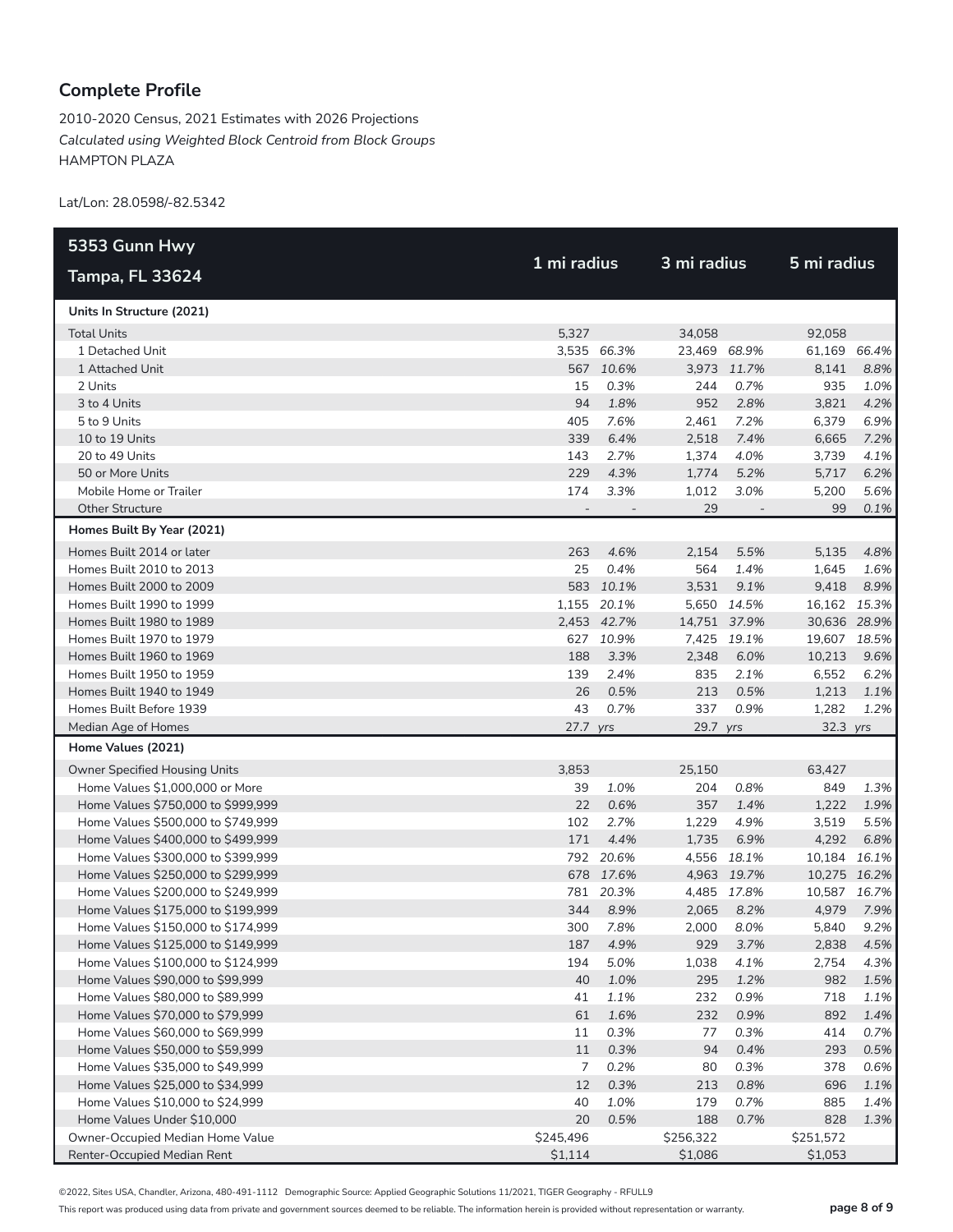## Complete Profile

2010-2020 Census, 2021 Estimates with 2026 Projections
*Calculated using Weighted Block Centroid from Block Groups*
HAMPTON PLAZA

Lat/Lon: 28.0598/-82.5342

| 5353 Gunn Hwy Tampa, FL 33624 | 1 mi radius | | 3 mi radius | | 5 mi radius | |
|---|---|---|---|---|---|---|
| **Units In Structure (2021)** | | | | | | |
| Total Units | 5,327 | | 34,058 | | 92,058 | |
| 1 Detached Unit | 3,535 | *66.3%* | 23,469 | *68.9%* | 61,169 | *66.4%* |
| 1 Attached Unit | 567 | *10.6%* | 3,973 | *11.7%* | 8,141 | *8.8%* |
| 2 Units | 15 | *0.3%* | 244 | *0.7%* | 935 | *1.0%* |
| 3 to 4 Units | 94 | *1.8%* | 952 | *2.8%* | 3,821 | *4.2%* |
| 5 to 9 Units | 405 | *7.6%* | 2,461 | *7.2%* | 6,379 | *6.9%* |
| 10 to 19 Units | 339 | *6.4%* | 2,518 | *7.4%* | 6,665 | *7.2%* |
| 20 to 49 Units | 143 | *2.7%* | 1,374 | *4.0%* | 3,739 | *4.1%* |
| 50 or More Units | 229 | *4.3%* | 1,774 | *5.2%* | 5,717 | *6.2%* |
| Mobile Home or Trailer | 174 | *3.3%* | 1,012 | *3.0%* | 5,200 | *5.6%* |
| Other Structure | - | - | 29 | - | 99 | *0.1%* |
| **Homes Built By Year (2021)** | | | | | | |
| Homes Built 2014 or later | 263 | *4.6%* | 2,154 | *5.5%* | 5,135 | *4.8%* |
| Homes Built 2010 to 2013 | 25 | *0.4%* | 564 | *1.4%* | 1,645 | *1.6%* |
| Homes Built 2000 to 2009 | 583 | *10.1%* | 3,531 | *9.1%* | 9,418 | *8.9%* |
| Homes Built 1990 to 1999 | 1,155 | *20.1%* | 5,650 | *14.5%* | 16,162 | *15.3%* |
| Homes Built 1980 to 1989 | 2,453 | *42.7%* | 14,751 | *37.9%* | 30,636 | *28.9%* |
| Homes Built 1970 to 1979 | 627 | *10.9%* | 7,425 | *19.1%* | 19,607 | *18.5%* |
| Homes Built 1960 to 1969 | 188 | *3.3%* | 2,348 | *6.0%* | 10,213 | *9.6%* |
| Homes Built 1950 to 1959 | 139 | *2.4%* | 835 | *2.1%* | 6,552 | *6.2%* |
| Homes Built 1940 to 1949 | 26 | *0.5%* | 213 | *0.5%* | 1,213 | *1.1%* |
| Homes Built Before 1939 | 43 | *0.7%* | 337 | *0.9%* | 1,282 | *1.2%* |
| Median Age of Homes | 27.7 | *yrs* | 29.7 | *yrs* | 32.3 | *yrs* |
| **Home Values (2021)** | | | | | | |
| Owner Specified Housing Units | 3,853 | | 25,150 | | 63,427 | |
| Home Values $1,000,000 or More | 39 | *1.0%* | 204 | *0.8%* | 849 | *1.3%* |
| Home Values $750,000 to $999,999 | 22 | *0.6%* | 357 | *1.4%* | 1,222 | *1.9%* |
| Home Values $500,000 to $749,999 | 102 | *2.7%* | 1,229 | *4.9%* | 3,519 | *5.5%* |
| Home Values $400,000 to $499,999 | 171 | *4.4%* | 1,735 | *6.9%* | 4,292 | *6.8%* |
| Home Values $300,000 to $399,999 | 792 | *20.6%* | 4,556 | *18.1%* | 10,184 | *16.1%* |
| Home Values $250,000 to $299,999 | 678 | *17.6%* | 4,963 | *19.7%* | 10,275 | *16.2%* |
| Home Values $200,000 to $249,999 | 781 | *20.3%* | 4,485 | *17.8%* | 10,587 | *16.7%* |
| Home Values $175,000 to $199,999 | 344 | *8.9%* | 2,065 | *8.2%* | 4,979 | *7.9%* |
| Home Values $150,000 to $174,999 | 300 | *7.8%* | 2,000 | *8.0%* | 5,840 | *9.2%* |
| Home Values $125,000 to $149,999 | 187 | *4.9%* | 929 | *3.7%* | 2,838 | *4.5%* |
| Home Values $100,000 to $124,999 | 194 | *5.0%* | 1,038 | *4.1%* | 2,754 | *4.3%* |
| Home Values $90,000 to $99,999 | 40 | *1.0%* | 295 | *1.2%* | 982 | *1.5%* |
| Home Values $80,000 to $89,999 | 41 | *1.1%* | 232 | *0.9%* | 718 | *1.1%* |
| Home Values $70,000 to $79,999 | 61 | *1.6%* | 232 | *0.9%* | 892 | *1.4%* |
| Home Values $60,000 to $69,999 | 11 | *0.3%* | 77 | *0.3%* | 414 | *0.7%* |
| Home Values $50,000 to $59,999 | 11 | *0.3%* | 94 | *0.4%* | 293 | *0.5%* |
| Home Values $35,000 to $49,999 | 7 | *0.2%* | 80 | *0.3%* | 378 | *0.6%* |
| Home Values $25,000 to $34,999 | 12 | *0.3%* | 213 | *0.8%* | 696 | *1.1%* |
| Home Values $10,000 to $24,999 | 40 | *1.0%* | 179 | *0.7%* | 885 | *1.4%* |
| Home Values Under $10,000 | 20 | *0.5%* | 188 | *0.7%* | 828 | *1.3%* |
| Owner-Occupied Median Home Value | $245,496 | | $256,322 | | $251,572 | |
| Renter-Occupied Median Rent | $1,114 | | $1,086 | | $1,053 | |

©2022, Sites USA, Chandler, Arizona, 480-491-1112 Demographic Source: Applied Geographic Solutions 11/2021, TIGER Geography - RFULL9

This report was produced using data from private and government sources deemed to be reliable. The information herein is provided without representation or warranty.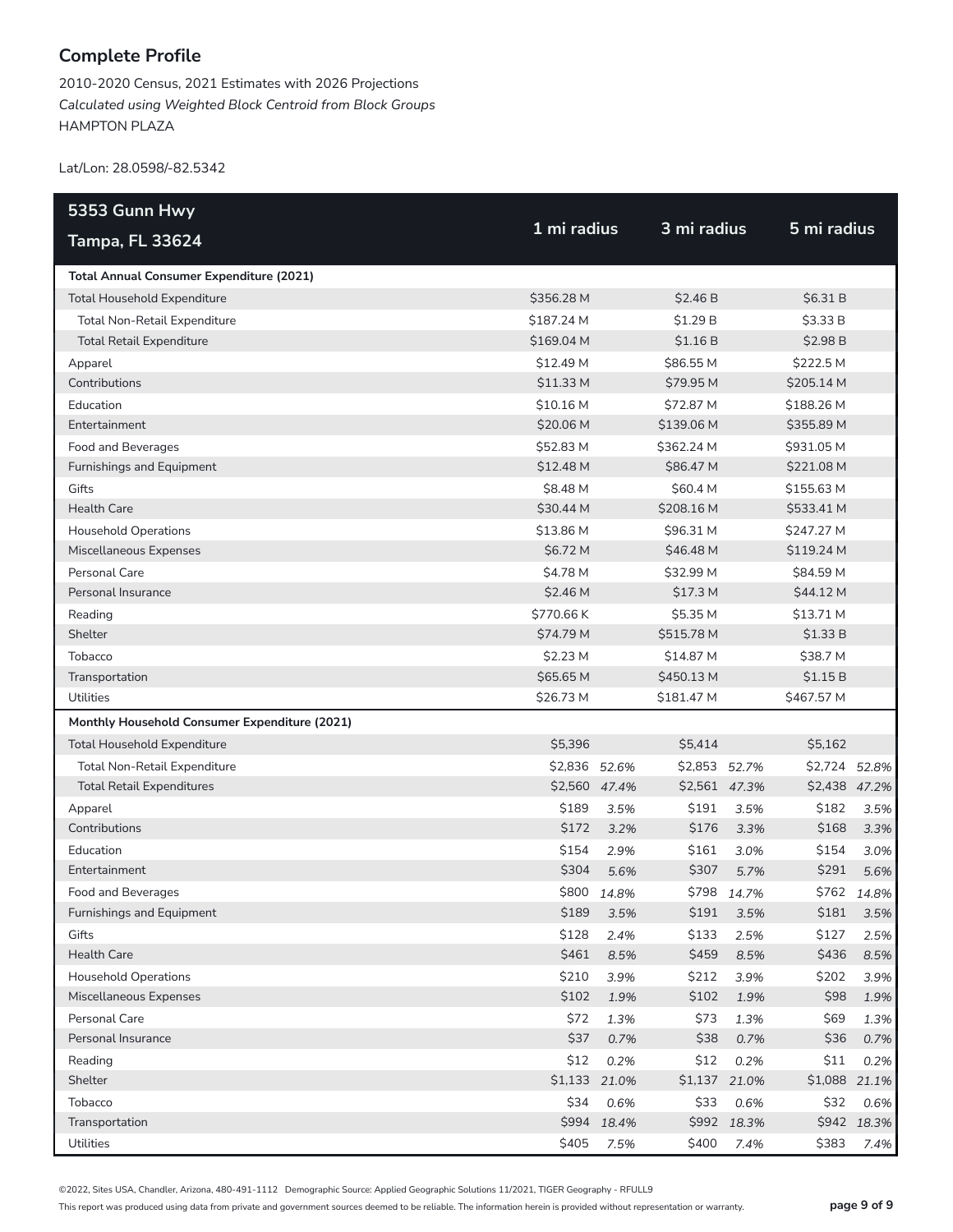## Complete Profile

2010-2020 Census, 2021 Estimates with 2026 Projections
*Calculated using Weighted Block Centroid from Block Groups*
HAMPTON PLAZA

Lat/Lon: 28.0598/-82.5342

| 5353 Gunn Hwy Tampa, FL 33624 | 1 mi radius | | 3 mi radius | | 5 mi radius | |
|---|---|---|---|---|---|---|
| **Total Annual Consumer Expenditure (2021)** | | | | | | |
| Total Household Expenditure | $356.28 M | | $2.46 B | | $6.31 B | |
| Total Non-Retail Expenditure | $187.24 M | | $1.29 B | | $3.33 B | |
| Total Retail Expenditure | $169.04 M | | $1.16 B | | $2.98 B | |
| Apparel | $12.49 M | | $86.55 M | | $222.5 M | |
| Contributions | $11.33 M | | $79.95 M | | $205.14 M | |
| Education | $10.16 M | | $72.87 M | | $188.26 M | |
| Entertainment | $20.06 M | | $139.06 M | | $355.89 M | |
| Food and Beverages | $52.83 M | | $362.24 M | | $931.05 M | |
| Furnishings and Equipment | $12.48 M | | $86.47 M | | $221.08 M | |
| Gifts | $8.48 M | | $60.4 M | | $155.63 M | |
| Health Care | $30.44 M | | $208.16 M | | $533.41 M | |
| Household Operations | $13.86 M | | $96.31 M | | $247.27 M | |
| Miscellaneous Expenses | $6.72 M | | $46.48 M | | $119.24 M | |
| Personal Care | $4.78 M | | $32.99 M | | $84.59 M | |
| Personal Insurance | $2.46 M | | $17.3 M | | $44.12 M | |
| Reading | $770.66 K | | $5.35 M | | $13.71 M | |
| Shelter | $74.79 M | | $515.78 M | | $1.33 B | |
| Tobacco | $2.23 M | | $14.87 M | | $38.7 M | |
| Transportation | $65.65 M | | $450.13 M | | $1.15 B | |
| Utilities | $26.73 M | | $181.47 M | | $467.57 M | |
| **Monthly Household Consumer Expenditure (2021)** | | | | | | |
| Total Household Expenditure | $5,396 | | $5,414 | | $5,162 | |
| Total Non-Retail Expenditure | $2,836 | *52.6%* | $2,853 | *52.7%* | $2,724 | *52.8%* |
| Total Retail Expenditures | $2,560 | *47.4%* | $2,561 | *47.3%* | $2,438 | *47.2%* |
| Apparel | $189 | *3.5%* | $191 | *3.5%* | $182 | *3.5%* |
| Contributions | $172 | *3.2%* | $176 | *3.3%* | $168 | *3.3%* |
| Education | $154 | *2.9%* | $161 | *3.0%* | $154 | *3.0%* |
| Entertainment | $304 | *5.6%* | $307 | *5.7%* | $291 | *5.6%* |
| Food and Beverages | $800 | *14.8%* | $798 | *14.7%* | $762 | *14.8%* |
| Furnishings and Equipment | $189 | *3.5%* | $191 | *3.5%* | $181 | *3.5%* |
| Gifts | $128 | *2.4%* | $133 | *2.5%* | $127 | *2.5%* |
| Health Care | $461 | *8.5%* | $459 | *8.5%* | $436 | *8.5%* |
| Household Operations | $210 | *3.9%* | $212 | *3.9%* | $202 | *3.9%* |
| Miscellaneous Expenses | $102 | *1.9%* | $102 | *1.9%* | $98 | *1.9%* |
| Personal Care | $72 | *1.3%* | $73 | *1.3%* | $69 | *1.3%* |
| Personal Insurance | $37 | *0.7%* | $38 | *0.7%* | $36 | *0.7%* |
| Reading | $12 | *0.2%* | $12 | *0.2%* | $11 | *0.2%* |
| Shelter | $1,133 | *21.0%* | $1,137 | *21.0%* | $1,088 | *21.1%* |
| Tobacco | $34 | *0.6%* | $33 | *0.6%* | $32 | *0.6%* |
| Transportation | $994 | *18.4%* | $992 | *18.3%* | $942 | *18.3%* |
| Utilities | $405 | *7.5%* | $400 | *7.4%* | $383 | *7.4%* |

©2022, Sites USA, Chandler, Arizona, 480-491-1112 Demographic Source: Applied Geographic Solutions 11/2021, TIGER Geography - RFULL9

This report was produced using data from private and government sources deemed to be reliable. The information herein is provided without representation or warranty.